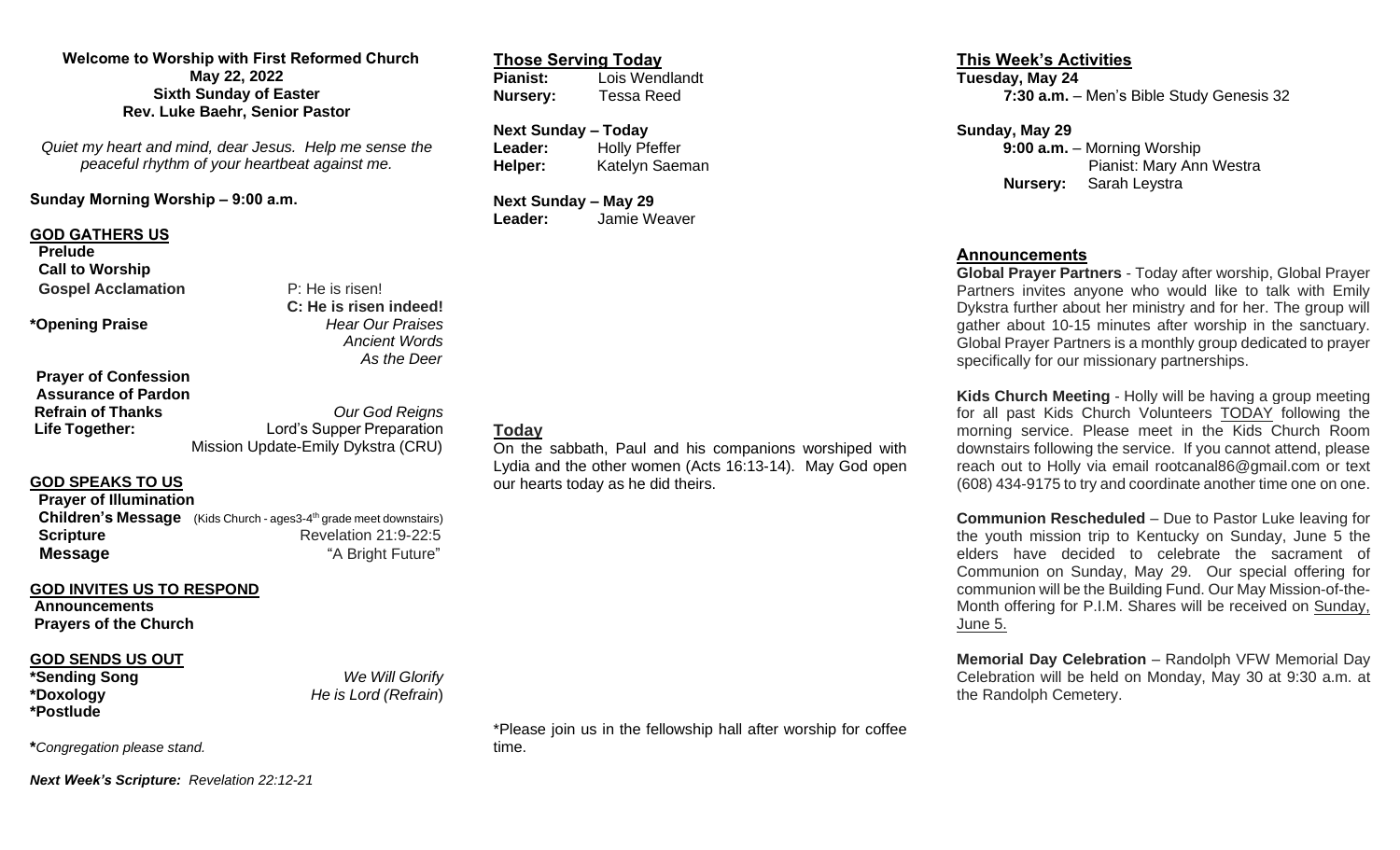**Welcome to Worship with First Reformed Church**
**May 22, 2022**
**Sixth Sunday of Easter**
**Rev. Luke Baehr, Senior Pastor**

*Quiet my heart and mind, dear Jesus. Help me sense the peaceful rhythm of your heartbeat against me.*

**Sunday Morning Worship – 9:00 a.m.**

## GOD GATHERS US

**Prelude**

**Call to Worship**

**Gospel Acclamation** P: He is risen!
**C: He is risen indeed!**

**\*Opening Praise** *Hear Our Praises*
*Ancient Words*
*As the Deer*

**Prayer of Confession**

**Assurance of Pardon**

**Refrain of Thanks** *Our God Reigns*

**Life Together:** Lord's Supper Preparation
Mission Update-Emily Dykstra (CRU)

## GOD SPEAKS TO US

**Prayer of Illumination**

**Children's Message** (Kids Church - ages3-4th grade meet downstairs)

**Scripture** Revelation 21:9-22:5

**Message** "A Bright Future"

## GOD INVITES US TO RESPOND

**Announcements**

**Prayers of the Church**

## GOD SENDS US OUT

**\*Sending Song** *We Will Glorify*

**\*Doxology** *He is Lord (Refrain)*

**\*Postlude**

**\****Congregation please stand.*

***Next Week's Scripture:*** *Revelation 22:12-21*

## Those Serving Today

**Pianist:** Lois Wendlandt
**Nursery:** Tessa Reed

**Next Sunday – Today**
**Leader:** Holly Pfeffer
**Helper:** Katelyn Saeman

**Next Sunday – May 29**
**Leader:** Jamie Weaver

## Today

On the sabbath, Paul and his companions worshiped with Lydia and the other women (Acts 16:13-14). May God open our hearts today as he did theirs.

\*Please join us in the fellowship hall after worship for coffee time.

## This Week's Activities

**Tuesday, May 24**
**7:30 a.m.** – Men's Bible Study Genesis 32

**Sunday, May 29**
**9:00 a.m.** – Morning Worship
Pianist: Mary Ann Westra
**Nursery:** Sarah Leystra

## Announcements

**Global Prayer Partners** - Today after worship, Global Prayer Partners invites anyone who would like to talk with Emily Dykstra further about her ministry and for her. The group will gather about 10-15 minutes after worship in the sanctuary. Global Prayer Partners is a monthly group dedicated to prayer specifically for our missionary partnerships.

**Kids Church Meeting** - Holly will be having a group meeting for all past Kids Church Volunteers TODAY following the morning service. Please meet in the Kids Church Room downstairs following the service. If you cannot attend, please reach out to Holly via email rootcanal86@gmail.com or text (608) 434-9175 to try and coordinate another time one on one.

**Communion Rescheduled** – Due to Pastor Luke leaving for the youth mission trip to Kentucky on Sunday, June 5 the elders have decided to celebrate the sacrament of Communion on Sunday, May 29. Our special offering for communion will be the Building Fund. Our May Mission-of-the-Month offering for P.I.M. Shares will be received on Sunday, June 5.

**Memorial Day Celebration** – Randolph VFW Memorial Day Celebration will be held on Monday, May 30 at 9:30 a.m. at the Randolph Cemetery.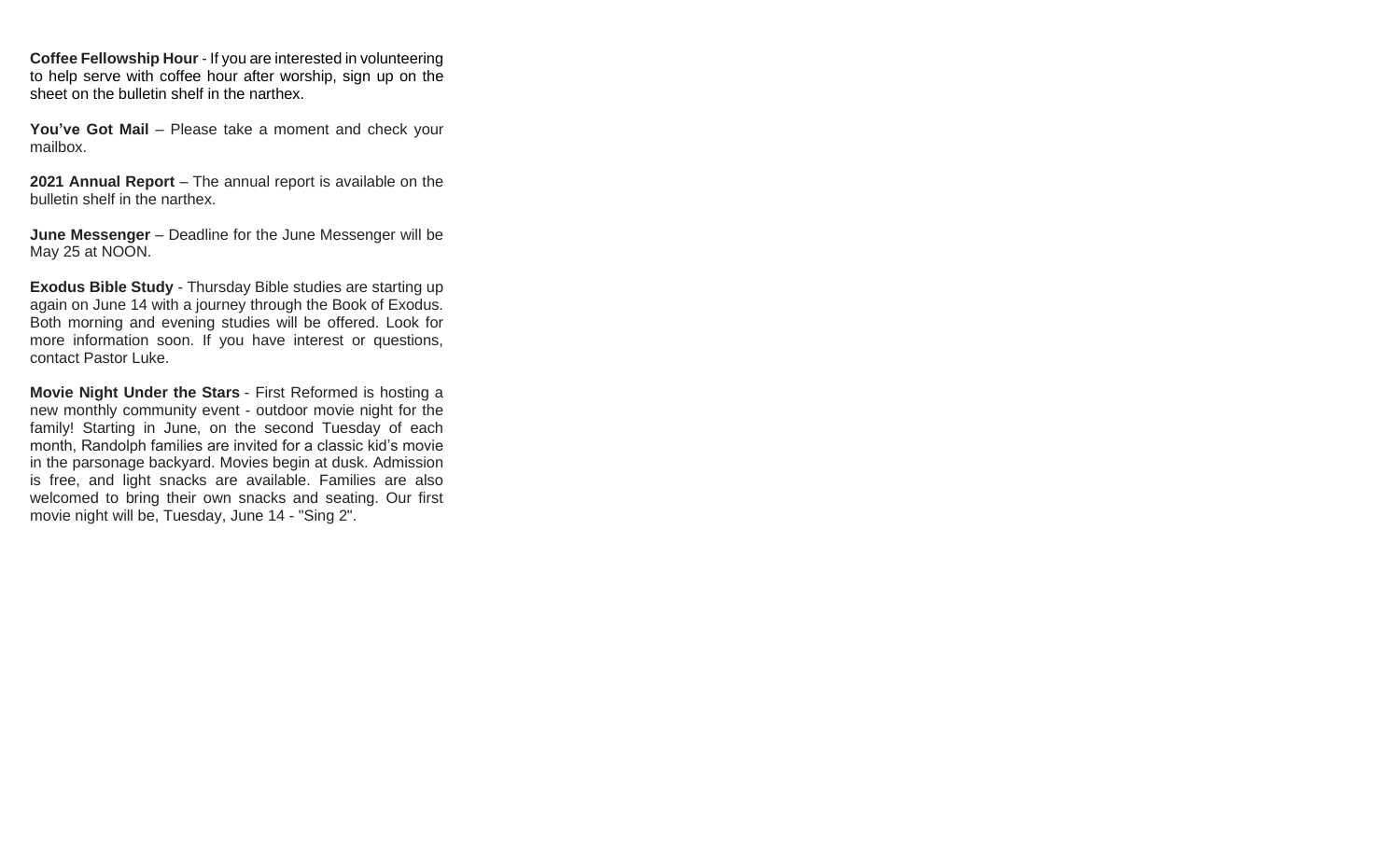**Coffee Fellowship Hour** - If you are interested in volunteering to help serve with coffee hour after worship, sign up on the sheet on the bulletin shelf in the narthex.

**You've Got Mail** – Please take a moment and check your mailbox.

**2021 Annual Report** – The annual report is available on the bulletin shelf in the narthex.

**June Messenger** – Deadline for the June Messenger will be May 25 at NOON.

**Exodus Bible Study** - Thursday Bible studies are starting up again on June 14 with a journey through the Book of Exodus. Both morning and evening studies will be offered. Look for more information soon. If you have interest or questions, contact Pastor Luke.

**Movie Night Under the Stars** - First Reformed is hosting a new monthly community event - outdoor movie night for the family! Starting in June, on the second Tuesday of each month, Randolph families are invited for a classic kid's movie in the parsonage backyard. Movies begin at dusk. Admission is free, and light snacks are available. Families are also welcomed to bring their own snacks and seating. Our first movie night will be, Tuesday, June 14 - "Sing 2".